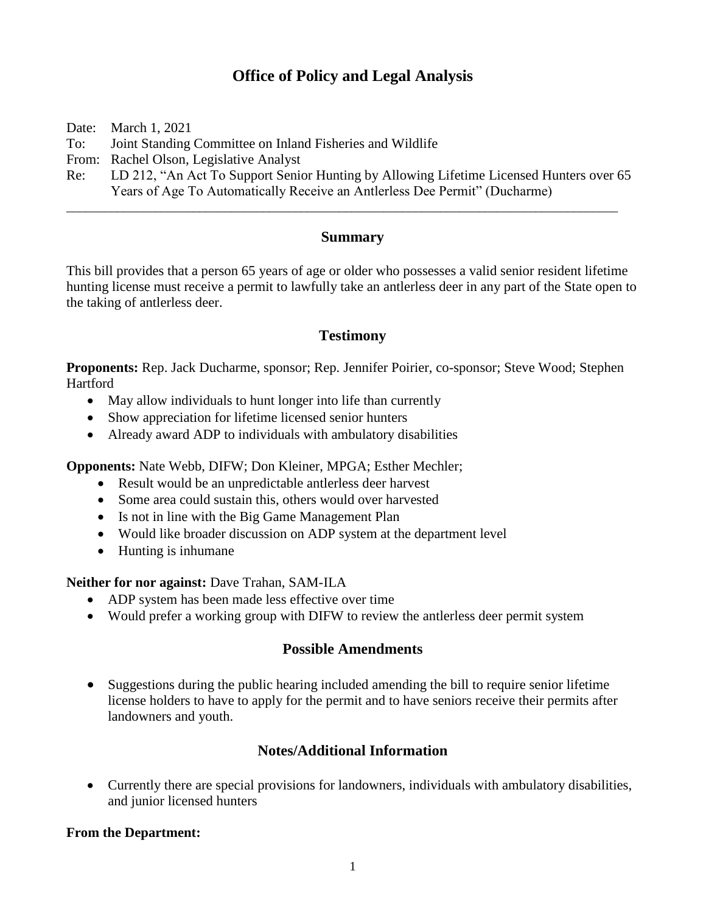# Office of Policy and Legal Analysis

Date: March 1, 2021
To: Joint Standing Committee on Inland Fisheries and Wildlife
From: Rachel Olson, Legislative Analyst
Re: LD 212, "An Act To Support Senior Hunting by Allowing Lifetime Licensed Hunters over 65 Years of Age To Automatically Receive an Antlerless Dee Permit" (Ducharme)

---

## Summary

This bill provides that a person 65 years of age or older who possesses a valid senior resident lifetime hunting license must receive a permit to lawfully take an antlerless deer in any part of the State open to the taking of antlerless deer.

## Testimony

**Proponents:** Rep. Jack Ducharme, sponsor; Rep. Jennifer Poirier, co-sponsor; Steve Wood; Stephen Hartford

- May allow individuals to hunt longer into life than currently
- Show appreciation for lifetime licensed senior hunters
- Already award ADP to individuals with ambulatory disabilities

**Opponents:** Nate Webb, DIFW; Don Kleiner, MPGA; Esther Mechler;

- Result would be an unpredictable antlerless deer harvest
- Some area could sustain this, others would over harvested
- Is not in line with the Big Game Management Plan
- Would like broader discussion on ADP system at the department level
- Hunting is inhumane

**Neither for nor against:** Dave Trahan, SAM-ILA

- ADP system has been made less effective over time
- Would prefer a working group with DIFW to review the antlerless deer permit system

## Possible Amendments

- Suggestions during the public hearing included amending the bill to require senior lifetime license holders to have to apply for the permit and to have seniors receive their permits after landowners and youth.

## Notes/Additional Information

- Currently there are special provisions for landowners, individuals with ambulatory disabilities, and junior licensed hunters

**From the Department:**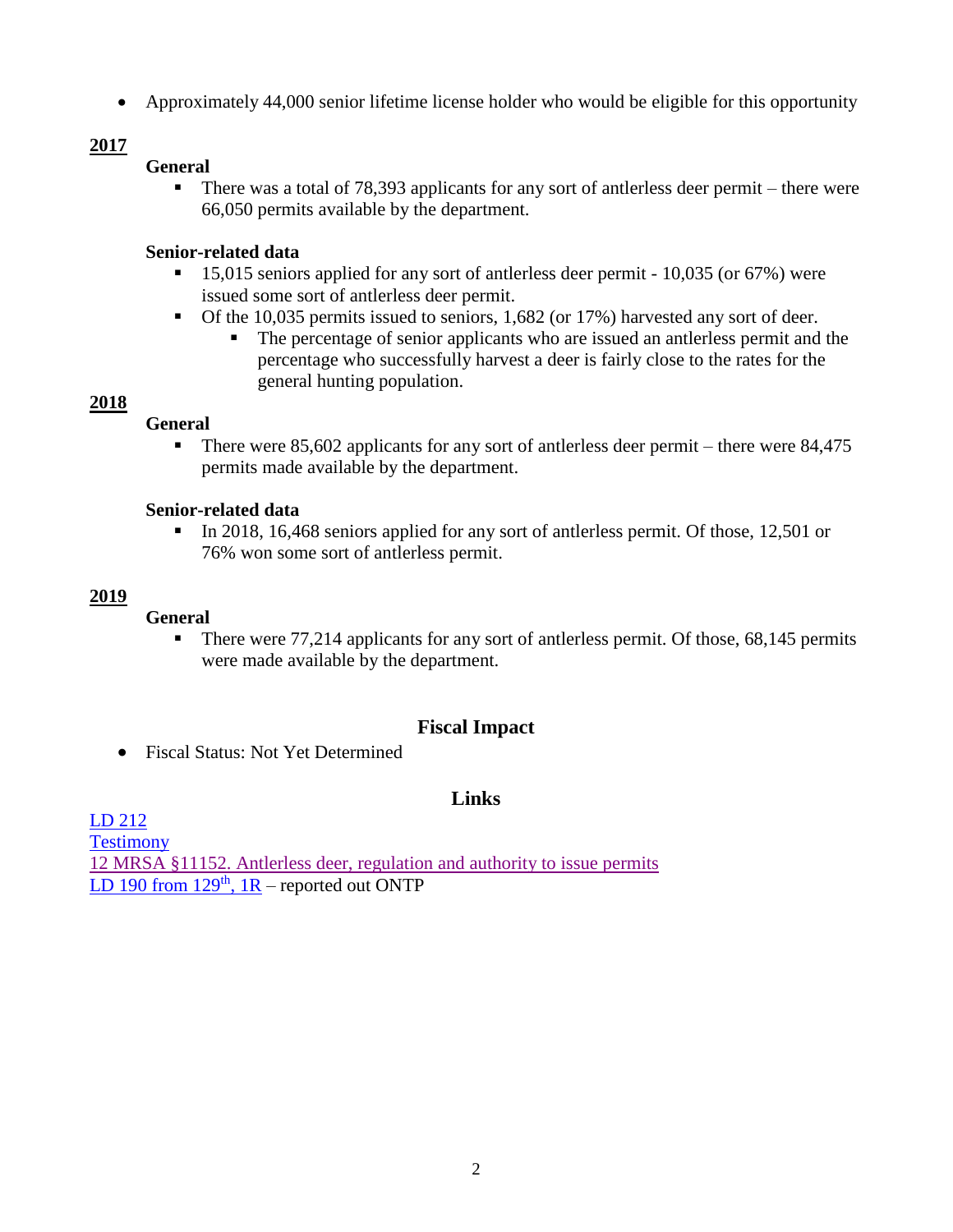- Approximately 44,000 senior lifetime license holder who would be eligible for this opportunity

**2017**

**General**

- There was a total of 78,393 applicants for any sort of antlerless deer permit – there were 66,050 permits available by the department.

**Senior-related data**

- 15,015 seniors applied for any sort of antlerless deer permit - 10,035 (or 67%) were issued some sort of antlerless deer permit.
- Of the 10,035 permits issued to seniors, 1,682 (or 17%) harvested any sort of deer.
  - The percentage of senior applicants who are issued an antlerless permit and the percentage who successfully harvest a deer is fairly close to the rates for the general hunting population.

**2018**

**General**

- There were 85,602 applicants for any sort of antlerless deer permit – there were 84,475 permits made available by the department.

**Senior-related data**

- In 2018, 16,468 seniors applied for any sort of antlerless permit. Of those, 12,501 or 76% won some sort of antlerless permit.

**2019**

**General**

- There were 77,214 applicants for any sort of antlerless permit. Of those, 68,145 permits were made available by the department.

## Fiscal Impact

- Fiscal Status: Not Yet Determined

## Links

LD 212
Testimony
12 MRSA §11152. Antlerless deer, regulation and authority to issue permits
LD 190 from 129th, 1R – reported out ONTP